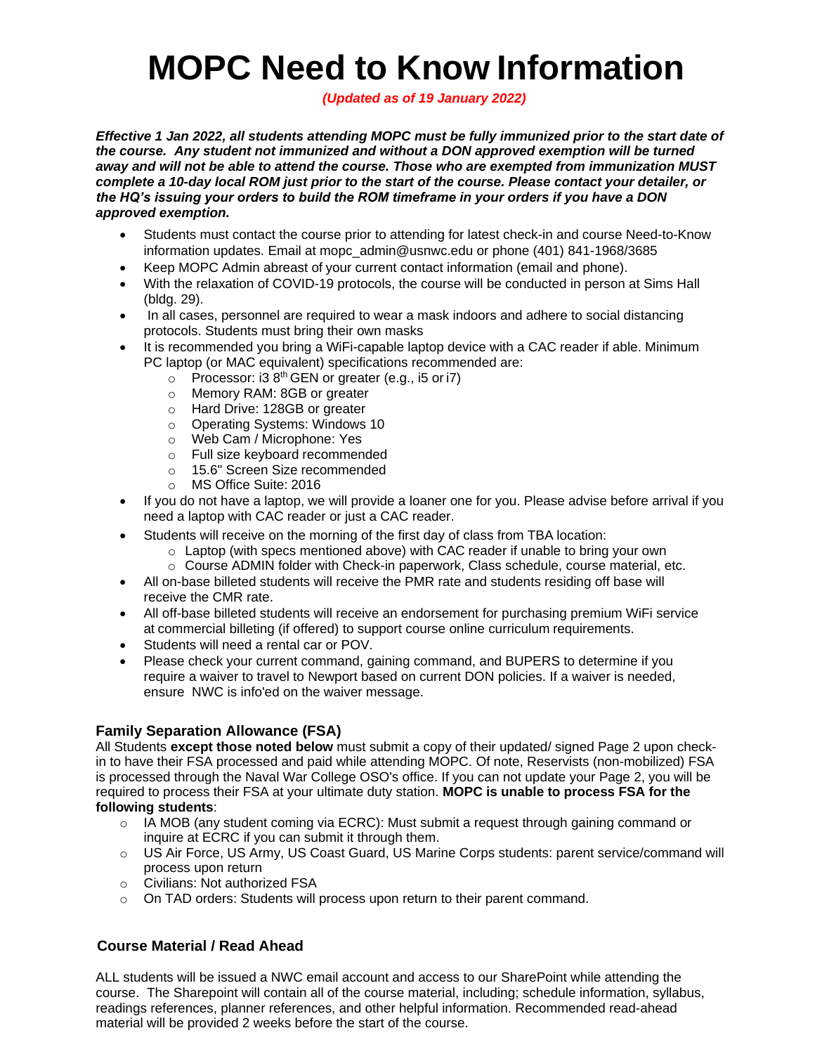# MOPC Need to Know Information

***(Updated as of 19 January 2022)***

***Effective 1 Jan 2022, all students attending MOPC must be fully immunized prior to the start date of the course. Any student not immunized and without a DON approved exemption will be turned away and will not be able to attend the course. Those who are exempted from immunization MUST complete a 10-day local ROM just prior to the start of the course. Please contact your detailer, or the HQ's issuing your orders to build the ROM timeframe in your orders if you have a DON approved exemption.***

- Students must contact the course prior to attending for latest check-in and course Need-to-Know information updates. Email at mopc_admin@usnwc.edu or phone (401) 841-1968/3685
- Keep MOPC Admin abreast of your current contact information (email and phone).
- With the relaxation of COVID-19 protocols, the course will be conducted in person at Sims Hall (bldg. 29).
- In all cases, personnel are required to wear a mask indoors and adhere to social distancing protocols. Students must bring their own masks
- It is recommended you bring a WiFi-capable laptop device with a CAC reader if able. Minimum PC laptop (or MAC equivalent) specifications recommended are:
  - Processor: i3 8th GEN or greater (e.g., i5 or i7)
  - Memory RAM: 8GB or greater
  - Hard Drive: 128GB or greater
  - Operating Systems: Windows 10
  - Web Cam / Microphone: Yes
  - Full size keyboard recommended
  - 15.6" Screen Size recommended
  - MS Office Suite: 2016
- If you do not have a laptop, we will provide a loaner one for you. Please advise before arrival if you need a laptop with CAC reader or just a CAC reader.
- Students will receive on the morning of the first day of class from TBA location:
  - Laptop (with specs mentioned above) with CAC reader if unable to bring your own
  - Course ADMIN folder with Check-in paperwork, Class schedule, course material, etc.
- All on-base billeted students will receive the PMR rate and students residing off base will receive the CMR rate.
- All off-base billeted students will receive an endorsement for purchasing premium WiFi service at commercial billeting (if offered) to support course online curriculum requirements.
- Students will need a rental car or POV.
- Please check your current command, gaining command, and BUPERS to determine if you require a waiver to travel to Newport based on current DON policies. If a waiver is needed, ensure NWC is info'ed on the waiver message.

### Family Separation Allowance (FSA)

All Students **except those noted below** must submit a copy of their updated/ signed Page 2 upon check-in to have their FSA processed and paid while attending MOPC. Of note, Reservists (non-mobilized) FSA is processed through the Naval War College OSO's office. If you can not update your Page 2, you will be required to process their FSA at your ultimate duty station. **MOPC is unable to process FSA for the following students**:

- IA MOB (any student coming via ECRC): Must submit a request through gaining command or inquire at ECRC if you can submit it through them.
- US Air Force, US Army, US Coast Guard, US Marine Corps students: parent service/command will process upon return
- Civilians: Not authorized FSA
- On TAD orders: Students will process upon return to their parent command.

### Course Material / Read Ahead

ALL students will be issued a NWC email account and access to our SharePoint while attending the course. The Sharepoint will contain all of the course material, including; schedule information, syllabus, readings references, planner references, and other helpful information. Recommended read-ahead material will be provided 2 weeks before the start of the course.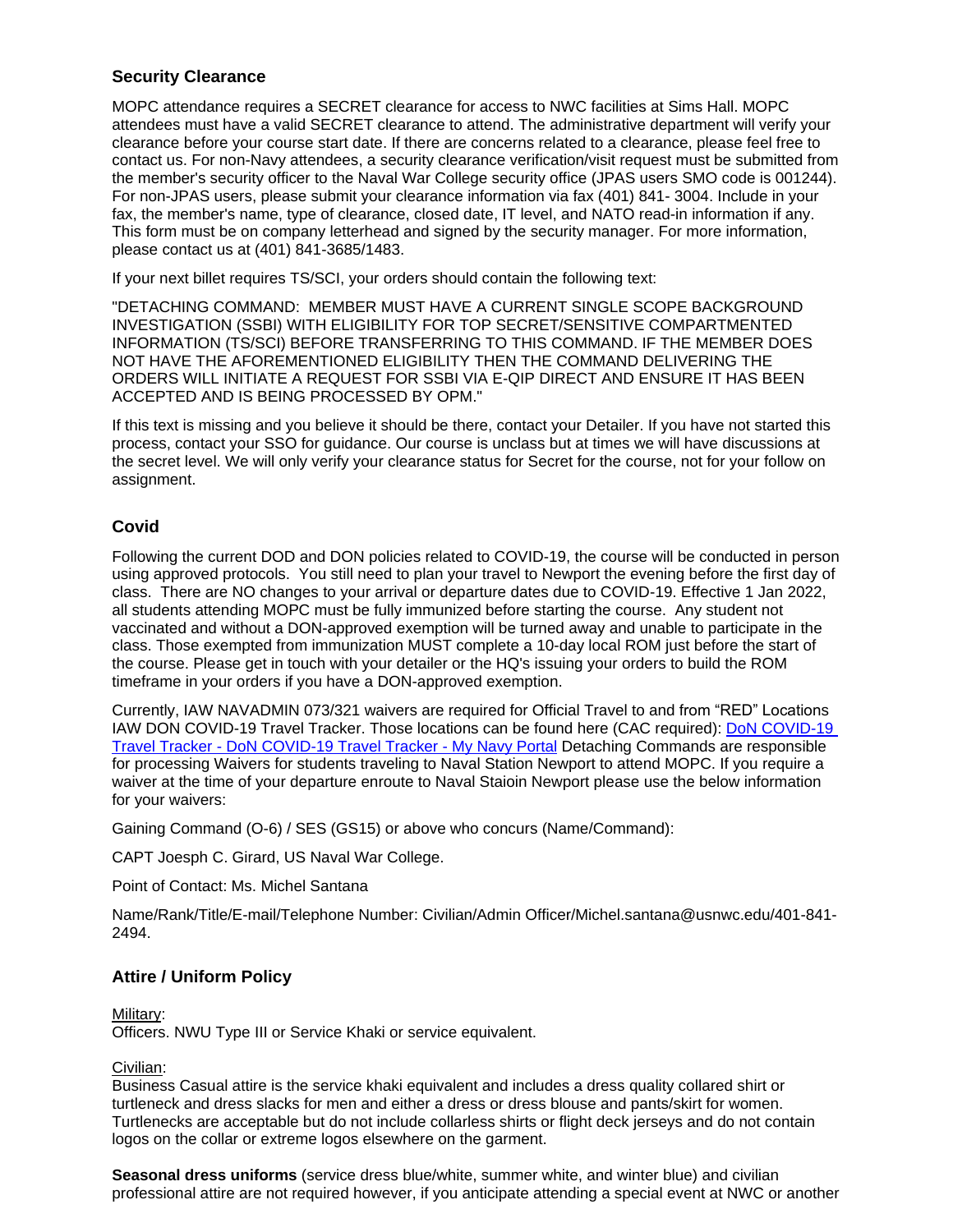## Security Clearance

MOPC attendance requires a SECRET clearance for access to NWC facilities at Sims Hall. MOPC attendees must have a valid SECRET clearance to attend. The administrative department will verify your clearance before your course start date. If there are concerns related to a clearance, please feel free to contact us. For non-Navy attendees, a security clearance verification/visit request must be submitted from the member's security officer to the Naval War College security office (JPAS users SMO code is 001244). For non-JPAS users, please submit your clearance information via fax (401) 841- 3004. Include in your fax, the member's name, type of clearance, closed date, IT level, and NATO read-in information if any. This form must be on company letterhead and signed by the security manager. For more information, please contact us at (401) 841-3685/1483.

If your next billet requires TS/SCI, your orders should contain the following text:

"DETACHING COMMAND: MEMBER MUST HAVE A CURRENT SINGLE SCOPE BACKGROUND INVESTIGATION (SSBI) WITH ELIGIBILITY FOR TOP SECRET/SENSITIVE COMPARTMENTED INFORMATION (TS/SCI) BEFORE TRANSFERRING TO THIS COMMAND. IF THE MEMBER DOES NOT HAVE THE AFOREMENTIONED ELIGIBILITY THEN THE COMMAND DELIVERING THE ORDERS WILL INITIATE A REQUEST FOR SSBI VIA E-QIP DIRECT AND ENSURE IT HAS BEEN ACCEPTED AND IS BEING PROCESSED BY OPM."

If this text is missing and you believe it should be there, contact your Detailer. If you have not started this process, contact your SSO for guidance. Our course is unclass but at times we will have discussions at the secret level. We will only verify your clearance status for Secret for the course, not for your follow on assignment.

## Covid

Following the current DOD and DON policies related to COVID-19, the course will be conducted in person using approved protocols. You still need to plan your travel to Newport the evening before the first day of class. There are NO changes to your arrival or departure dates due to COVID-19. Effective 1 Jan 2022, all students attending MOPC must be fully immunized before starting the course. Any student not vaccinated and without a DON-approved exemption will be turned away and unable to participate in the class. Those exempted from immunization MUST complete a 10-day local ROM just before the start of the course. Please get in touch with your detailer or the HQ's issuing your orders to build the ROM timeframe in your orders if you have a DON-approved exemption.

Currently, IAW NAVADMIN 073/321 waivers are required for Official Travel to and from "RED" Locations IAW DON COVID-19 Travel Tracker. Those locations can be found here (CAC required): DoN COVID-19 Travel Tracker - DoN COVID-19 Travel Tracker - My Navy Portal Detaching Commands are responsible for processing Waivers for students traveling to Naval Station Newport to attend MOPC. If you require a waiver at the time of your departure enroute to Naval Staioin Newport please use the below information for your waivers:

Gaining Command (O-6) / SES (GS15) or above who concurs (Name/Command):

CAPT Joesph C. Girard, US Naval War College.

Point of Contact: Ms. Michel Santana

Name/Rank/Title/E-mail/Telephone Number: Civilian/Admin Officer/Michel.santana@usnwc.edu/401-841-2494.

## Attire / Uniform Policy

Military:
Officers. NWU Type III or Service Khaki or service equivalent.

Civilian:
Business Casual attire is the service khaki equivalent and includes a dress quality collared shirt or turtleneck and dress slacks for men and either a dress or dress blouse and pants/skirt for women. Turtlenecks are acceptable but do not include collarless shirts or flight deck jerseys and do not contain logos on the collar or extreme logos elsewhere on the garment.

**Seasonal dress uniforms** (service dress blue/white, summer white, and winter blue) and civilian professional attire are not required however, if you anticipate attending a special event at NWC or another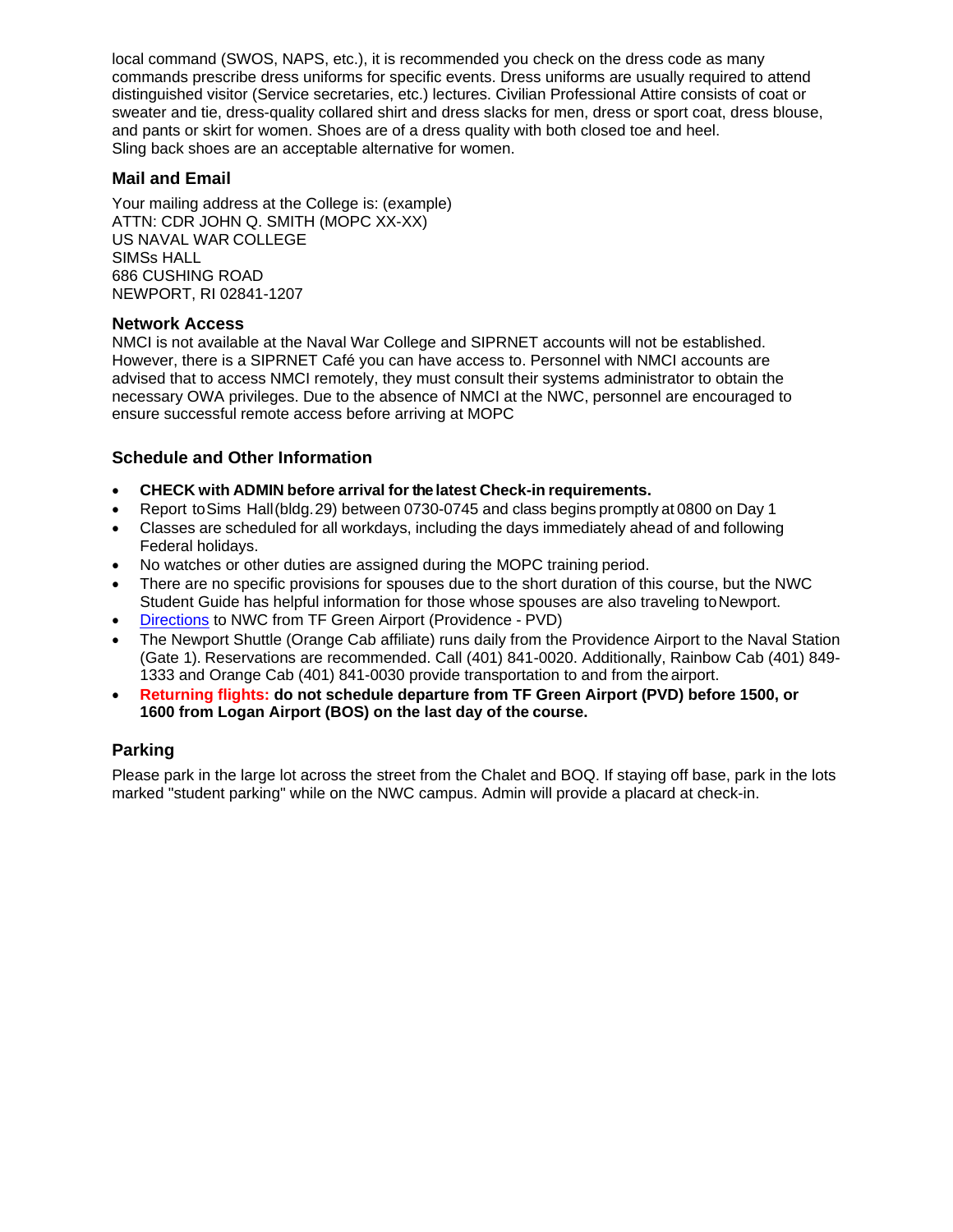local command (SWOS, NAPS, etc.), it is recommended you check on the dress code as many commands prescribe dress uniforms for specific events. Dress uniforms are usually required to attend distinguished visitor (Service secretaries, etc.) lectures. Civilian Professional Attire consists of coat or sweater and tie, dress-quality collared shirt and dress slacks for men, dress or sport coat, dress blouse, and pants or skirt for women. Shoes are of a dress quality with both closed toe and heel.
Sling back shoes are an acceptable alternative for women.

### Mail and Email

Your mailing address at the College is: (example)
ATTN: CDR JOHN Q. SMITH (MOPC XX-XX)
US NAVAL WAR COLLEGE
SIMSs HALL
686 CUSHING ROAD
NEWPORT, RI 02841-1207

### Network Access

NMCI is not available at the Naval War College and SIPRNET accounts will not be established. However, there is a SIPRNET Café you can have access to. Personnel with NMCI accounts are advised that to access NMCI remotely, they must consult their systems administrator to obtain the necessary OWA privileges. Due to the absence of NMCI at the NWC, personnel are encouraged to ensure successful remote access before arriving at MOPC

### Schedule and Other Information

- **CHECK with ADMIN before arrival for the latest Check-in requirements.**
- Report to Sims Hall (bldg. 29) between 0730-0745 and class begins promptly at 0800 on Day 1
- Classes are scheduled for all workdays, including the days immediately ahead of and following Federal holidays.
- No watches or other duties are assigned during the MOPC training period.
- There are no specific provisions for spouses due to the short duration of this course, but the NWC Student Guide has helpful information for those whose spouses are also traveling to Newport.
- Directions to NWC from TF Green Airport (Providence - PVD)
- The Newport Shuttle (Orange Cab affiliate) runs daily from the Providence Airport to the Naval Station (Gate 1). Reservations are recommended. Call (401) 841-0020. Additionally, Rainbow Cab (401) 849-1333 and Orange Cab (401) 841-0030 provide transportation to and from the airport.
- **Returning flights: do not schedule departure from TF Green Airport (PVD) before 1500, or 1600 from Logan Airport (BOS) on the last day of the course.**

### Parking

Please park in the large lot across the street from the Chalet and BOQ. If staying off base, park in the lots marked "student parking" while on the NWC campus. Admin will provide a placard at check-in.